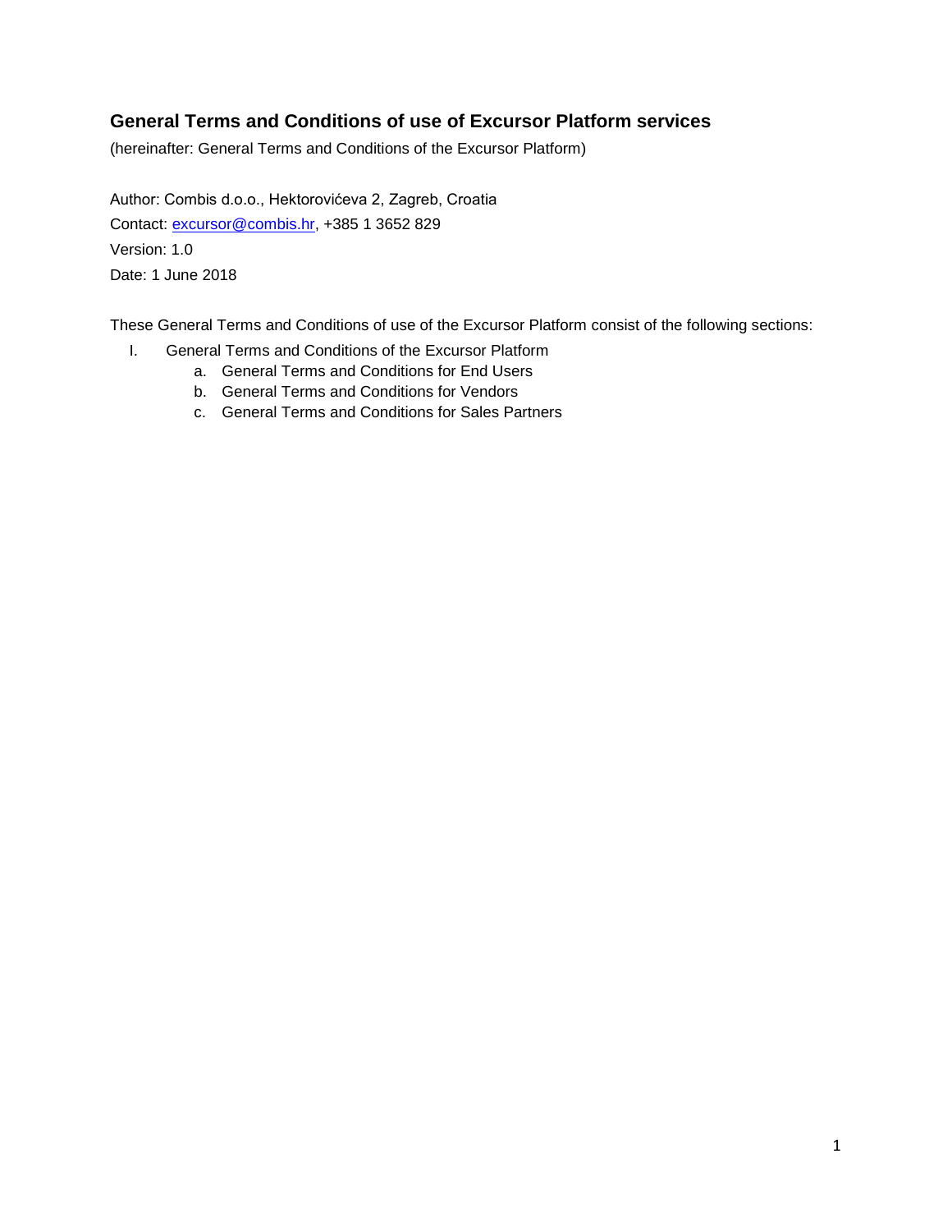## General Terms and Conditions of use of Excursor Platform services

(hereinafter: General Terms and Conditions of the Excursor Platform)

Author: Combis d.o.o., Hektorovićeva 2, Zagreb, Croatia

Contact: excursor@combis.hr, +385 1 3652 829

Version: 1.0

Date: 1 June 2018

These General Terms and Conditions of use of the Excursor Platform consist of the following sections:

I. General Terms and Conditions of the Excursor Platform
   a. General Terms and Conditions for End Users
   b. General Terms and Conditions for Vendors
   c. General Terms and Conditions for Sales Partners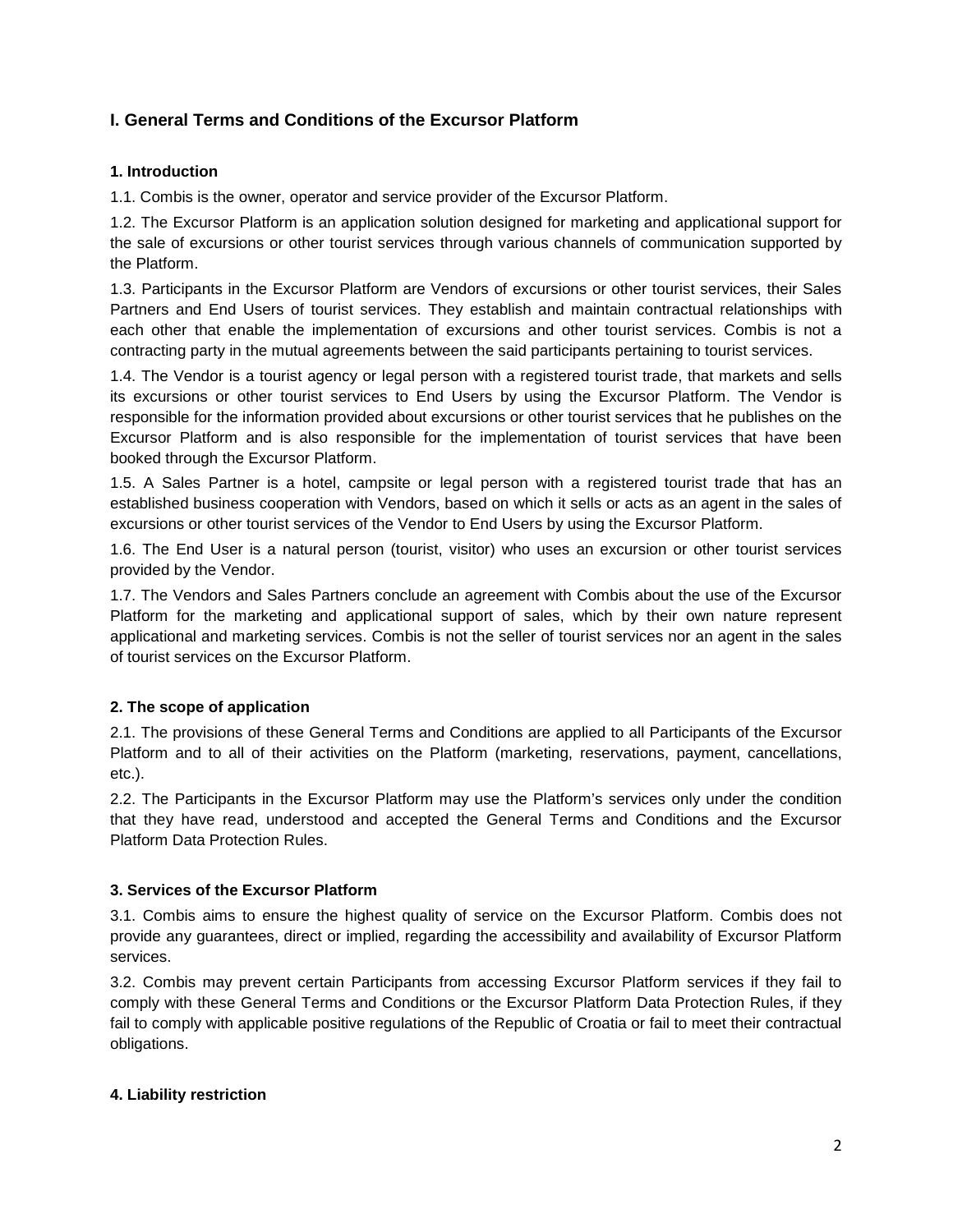## I. General Terms and Conditions of the Excursor Platform

### 1. Introduction

1.1. Combis is the owner, operator and service provider of the Excursor Platform.

1.2. The Excursor Platform is an application solution designed for marketing and applicational support for the sale of excursions or other tourist services through various channels of communication supported by the Platform.

1.3. Participants in the Excursor Platform are Vendors of excursions or other tourist services, their Sales Partners and End Users of tourist services. They establish and maintain contractual relationships with each other that enable the implementation of excursions and other tourist services. Combis is not a contracting party in the mutual agreements between the said participants pertaining to tourist services.

1.4. The Vendor is a tourist agency or legal person with a registered tourist trade, that markets and sells its excursions or other tourist services to End Users by using the Excursor Platform. The Vendor is responsible for the information provided about excursions or other tourist services that he publishes on the Excursor Platform and is also responsible for the implementation of tourist services that have been booked through the Excursor Platform.

1.5. A Sales Partner is a hotel, campsite or legal person with a registered tourist trade that has an established business cooperation with Vendors, based on which it sells or acts as an agent in the sales of excursions or other tourist services of the Vendor to End Users by using the Excursor Platform.

1.6. The End User is a natural person (tourist, visitor) who uses an excursion or other tourist services provided by the Vendor.

1.7. The Vendors and Sales Partners conclude an agreement with Combis about the use of the Excursor Platform for the marketing and applicational support of sales, which by their own nature represent applicational and marketing services. Combis is not the seller of tourist services nor an agent in the sales of tourist services on the Excursor Platform.

### 2. The scope of application

2.1. The provisions of these General Terms and Conditions are applied to all Participants of the Excursor Platform and to all of their activities on the Platform (marketing, reservations, payment, cancellations, etc.).

2.2. The Participants in the Excursor Platform may use the Platform's services only under the condition that they have read, understood and accepted the General Terms and Conditions and the Excursor Platform Data Protection Rules.

### 3. Services of the Excursor Platform

3.1. Combis aims to ensure the highest quality of service on the Excursor Platform. Combis does not provide any guarantees, direct or implied, regarding the accessibility and availability of Excursor Platform services.

3.2. Combis may prevent certain Participants from accessing Excursor Platform services if they fail to comply with these General Terms and Conditions or the Excursor Platform Data Protection Rules, if they fail to comply with applicable positive regulations of the Republic of Croatia or fail to meet their contractual obligations.

### 4. Liability restriction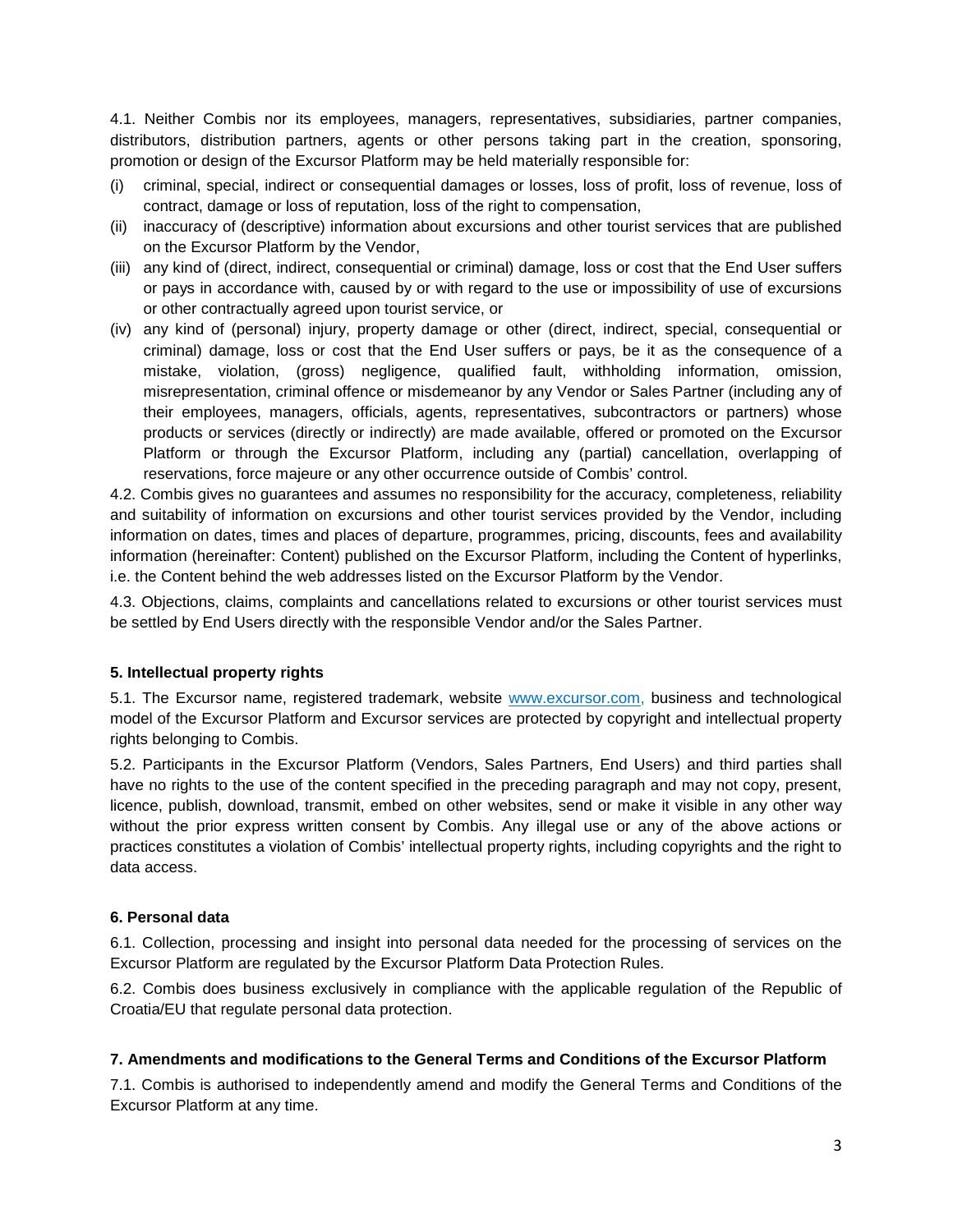4.1. Neither Combis nor its employees, managers, representatives, subsidiaries, partner companies, distributors, distribution partners, agents or other persons taking part in the creation, sponsoring, promotion or design of the Excursor Platform may be held materially responsible for:

(i) criminal, special, indirect or consequential damages or losses, loss of profit, loss of revenue, loss of contract, damage or loss of reputation, loss of the right to compensation,

(ii) inaccuracy of (descriptive) information about excursions and other tourist services that are published on the Excursor Platform by the Vendor,

(iii) any kind of (direct, indirect, consequential or criminal) damage, loss or cost that the End User suffers or pays in accordance with, caused by or with regard to the use or impossibility of use of excursions or other contractually agreed upon tourist service, or

(iv) any kind of (personal) injury, property damage or other (direct, indirect, special, consequential or criminal) damage, loss or cost that the End User suffers or pays, be it as the consequence of a mistake, violation, (gross) negligence, qualified fault, withholding information, omission, misrepresentation, criminal offence or misdemeanor by any Vendor or Sales Partner (including any of their employees, managers, officials, agents, representatives, subcontractors or partners) whose products or services (directly or indirectly) are made available, offered or promoted on the Excursor Platform or through the Excursor Platform, including any (partial) cancellation, overlapping of reservations, force majeure or any other occurrence outside of Combis' control.

4.2. Combis gives no guarantees and assumes no responsibility for the accuracy, completeness, reliability and suitability of information on excursions and other tourist services provided by the Vendor, including information on dates, times and places of departure, programmes, pricing, discounts, fees and availability information (hereinafter: Content) published on the Excursor Platform, including the Content of hyperlinks, i.e. the Content behind the web addresses listed on the Excursor Platform by the Vendor.

4.3. Objections, claims, complaints and cancellations related to excursions or other tourist services must be settled by End Users directly with the responsible Vendor and/or the Sales Partner.

**5. Intellectual property rights**

5.1. The Excursor name, registered trademark, website www.excursor.com, business and technological model of the Excursor Platform and Excursor services are protected by copyright and intellectual property rights belonging to Combis.

5.2. Participants in the Excursor Platform (Vendors, Sales Partners, End Users) and third parties shall have no rights to the use of the content specified in the preceding paragraph and may not copy, present, licence, publish, download, transmit, embed on other websites, send or make it visible in any other way without the prior express written consent by Combis. Any illegal use or any of the above actions or practices constitutes a violation of Combis' intellectual property rights, including copyrights and the right to data access.

**6. Personal data**

6.1. Collection, processing and insight into personal data needed for the processing of services on the Excursor Platform are regulated by the Excursor Platform Data Protection Rules.

6.2. Combis does business exclusively in compliance with the applicable regulation of the Republic of Croatia/EU that regulate personal data protection.

**7. Amendments and modifications to the General Terms and Conditions of the Excursor Platform**

7.1. Combis is authorised to independently amend and modify the General Terms and Conditions of the Excursor Platform at any time.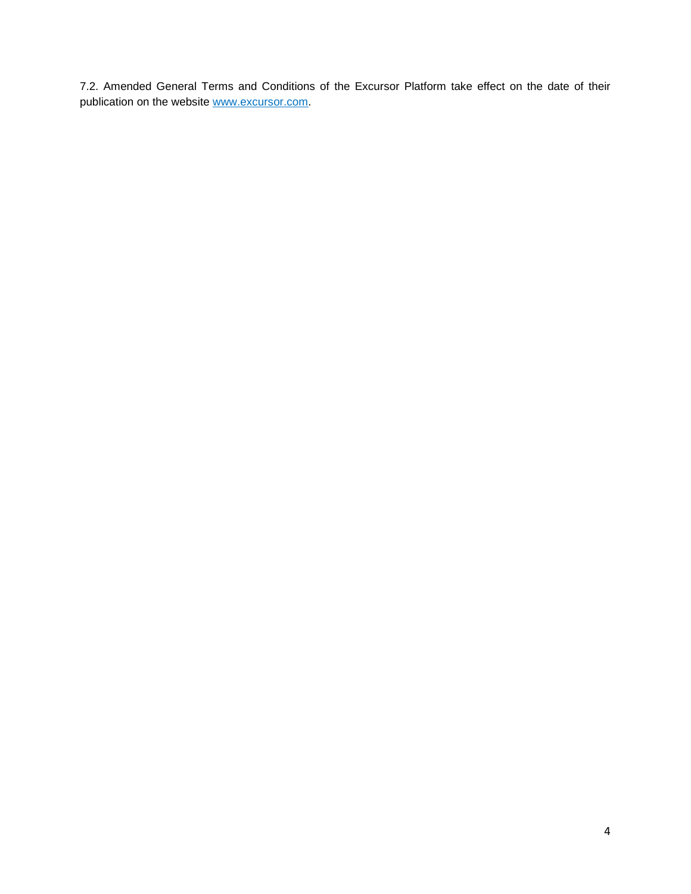7.2. Amended General Terms and Conditions of the Excursor Platform take effect on the date of their publication on the website [www.excursor.com](http://www.excursor.com).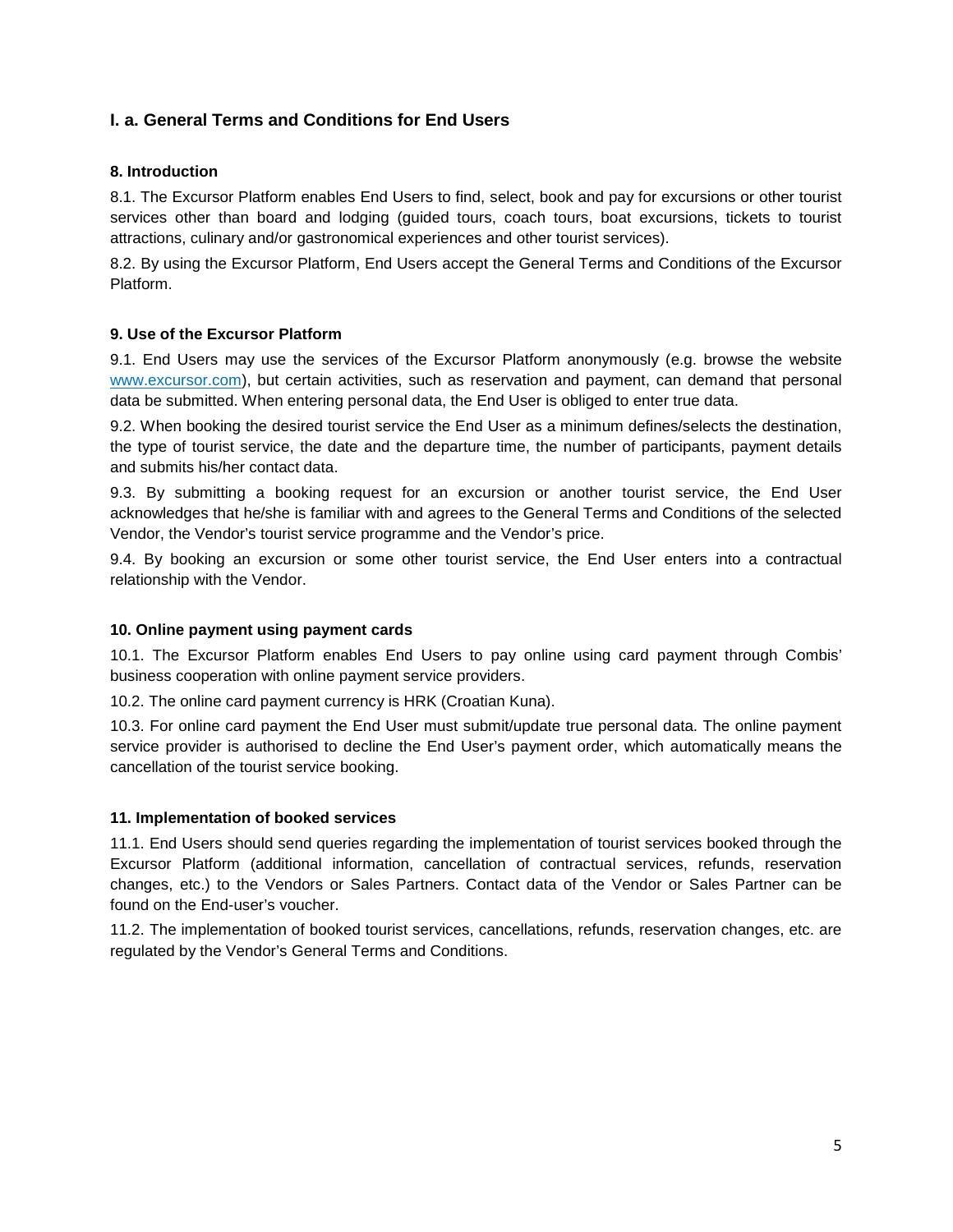## I. a. General Terms and Conditions for End Users

### 8. Introduction

8.1. The Excursor Platform enables End Users to find, select, book and pay for excursions or other tourist services other than board and lodging (guided tours, coach tours, boat excursions, tickets to tourist attractions, culinary and/or gastronomical experiences and other tourist services).

8.2. By using the Excursor Platform, End Users accept the General Terms and Conditions of the Excursor Platform.

### 9. Use of the Excursor Platform

9.1. End Users may use the services of the Excursor Platform anonymously (e.g. browse the website www.excursor.com), but certain activities, such as reservation and payment, can demand that personal data be submitted. When entering personal data, the End User is obliged to enter true data.

9.2. When booking the desired tourist service the End User as a minimum defines/selects the destination, the type of tourist service, the date and the departure time, the number of participants, payment details and submits his/her contact data.

9.3. By submitting a booking request for an excursion or another tourist service, the End User acknowledges that he/she is familiar with and agrees to the General Terms and Conditions of the selected Vendor, the Vendor's tourist service programme and the Vendor's price.

9.4. By booking an excursion or some other tourist service, the End User enters into a contractual relationship with the Vendor.

### 10. Online payment using payment cards

10.1. The Excursor Platform enables End Users to pay online using card payment through Combis' business cooperation with online payment service providers.

10.2. The online card payment currency is HRK (Croatian Kuna).

10.3. For online card payment the End User must submit/update true personal data. The online payment service provider is authorised to decline the End User's payment order, which automatically means the cancellation of the tourist service booking.

### 11. Implementation of booked services

11.1. End Users should send queries regarding the implementation of tourist services booked through the Excursor Platform (additional information, cancellation of contractual services, refunds, reservation changes, etc.) to the Vendors or Sales Partners. Contact data of the Vendor or Sales Partner can be found on the End-user's voucher.

11.2. The implementation of booked tourist services, cancellations, refunds, reservation changes, etc. are regulated by the Vendor's General Terms and Conditions.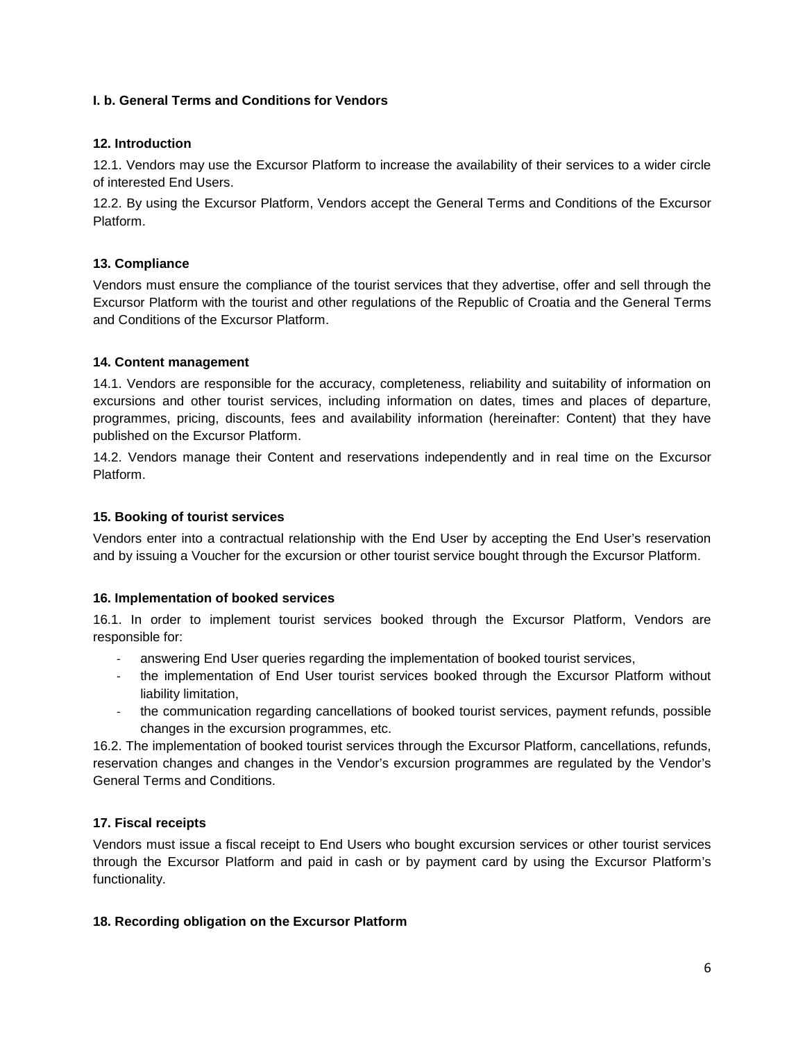### I. b. General Terms and Conditions for Vendors

### 12. Introduction

12.1. Vendors may use the Excursor Platform to increase the availability of their services to a wider circle of interested End Users.

12.2. By using the Excursor Platform, Vendors accept the General Terms and Conditions of the Excursor Platform.

### 13. Compliance

Vendors must ensure the compliance of the tourist services that they advertise, offer and sell through the Excursor Platform with the tourist and other regulations of the Republic of Croatia and the General Terms and Conditions of the Excursor Platform.

### 14. Content management

14.1. Vendors are responsible for the accuracy, completeness, reliability and suitability of information on excursions and other tourist services, including information on dates, times and places of departure, programmes, pricing, discounts, fees and availability information (hereinafter: Content) that they have published on the Excursor Platform.

14.2. Vendors manage their Content and reservations independently and in real time on the Excursor Platform.

### 15. Booking of tourist services

Vendors enter into a contractual relationship with the End User by accepting the End User's reservation and by issuing a Voucher for the excursion or other tourist service bought through the Excursor Platform.

### 16. Implementation of booked services

16.1. In order to implement tourist services booked through the Excursor Platform, Vendors are responsible for:

- answering End User queries regarding the implementation of booked tourist services,
- the implementation of End User tourist services booked through the Excursor Platform without liability limitation,
- the communication regarding cancellations of booked tourist services, payment refunds, possible changes in the excursion programmes, etc.

16.2. The implementation of booked tourist services through the Excursor Platform, cancellations, refunds, reservation changes and changes in the Vendor's excursion programmes are regulated by the Vendor's General Terms and Conditions.

### 17. Fiscal receipts

Vendors must issue a fiscal receipt to End Users who bought excursion services or other tourist services through the Excursor Platform and paid in cash or by payment card by using the Excursor Platform's functionality.

### 18. Recording obligation on the Excursor Platform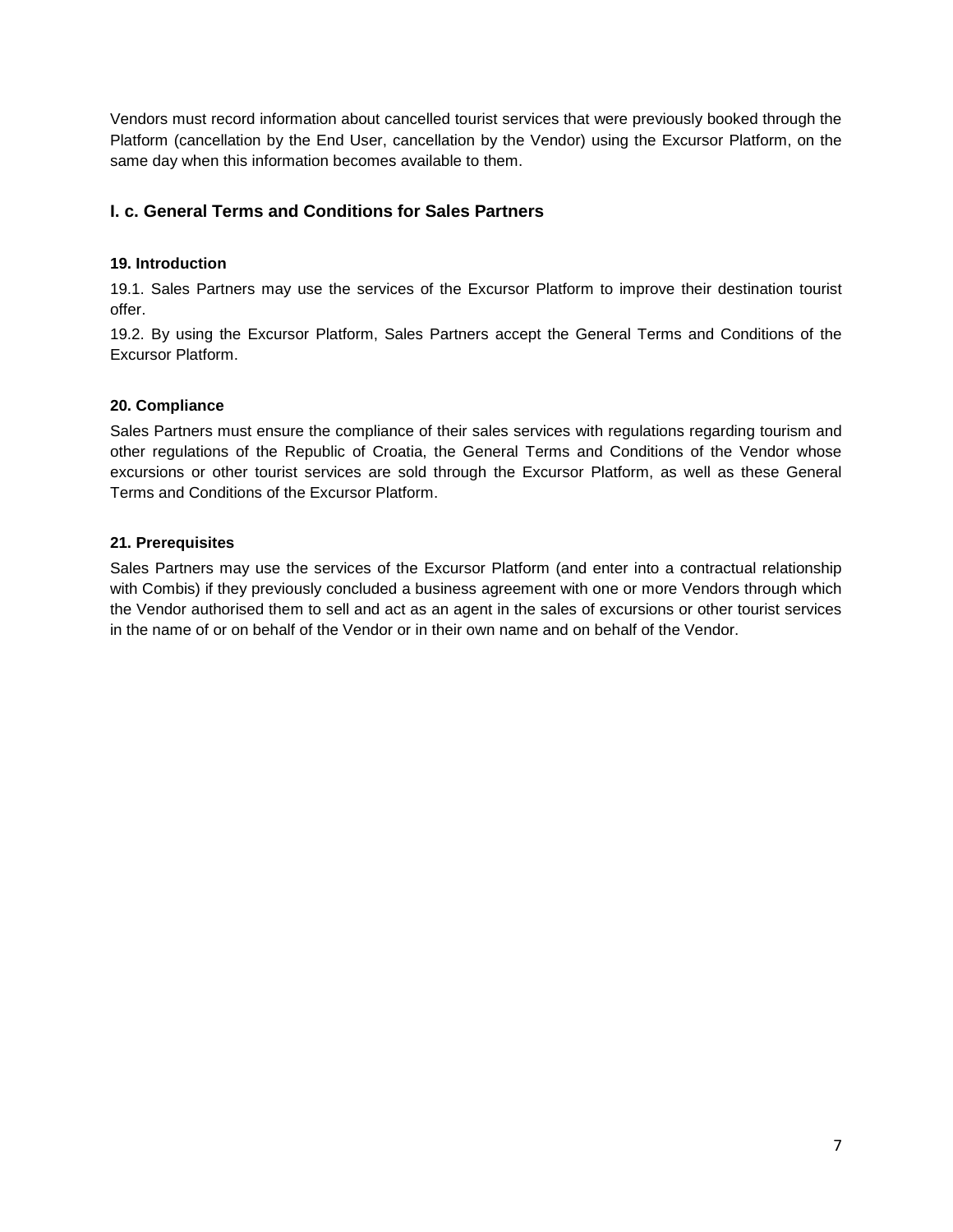Vendors must record information about cancelled tourist services that were previously booked through the Platform (cancellation by the End User, cancellation by the Vendor) using the Excursor Platform, on the same day when this information becomes available to them.

## I. c. General Terms and Conditions for Sales Partners

### 19. Introduction

19.1. Sales Partners may use the services of the Excursor Platform to improve their destination tourist offer.

19.2. By using the Excursor Platform, Sales Partners accept the General Terms and Conditions of the Excursor Platform.

### 20. Compliance

Sales Partners must ensure the compliance of their sales services with regulations regarding tourism and other regulations of the Republic of Croatia, the General Terms and Conditions of the Vendor whose excursions or other tourist services are sold through the Excursor Platform, as well as these General Terms and Conditions of the Excursor Platform.

### 21. Prerequisites

Sales Partners may use the services of the Excursor Platform (and enter into a contractual relationship with Combis) if they previously concluded a business agreement with one or more Vendors through which the Vendor authorised them to sell and act as an agent in the sales of excursions or other tourist services in the name of or on behalf of the Vendor or in their own name and on behalf of the Vendor.